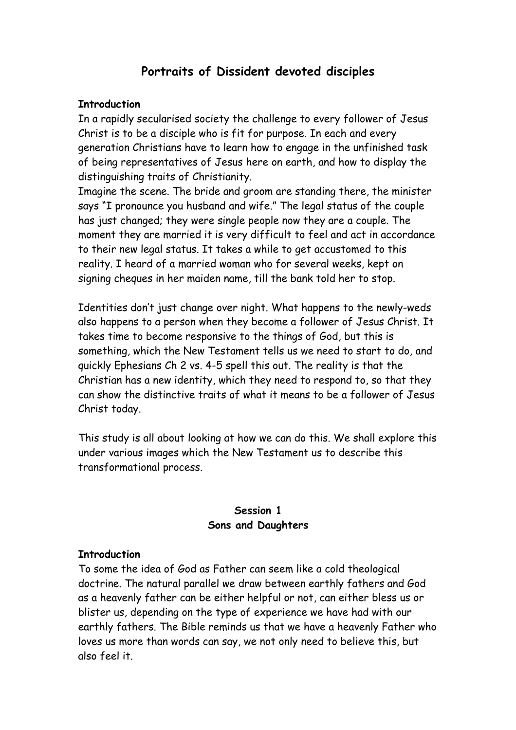# Portraits of Dissident devoted disciples

**Introduction**

In a rapidly secularised society the challenge to every follower of Jesus Christ is to be a disciple who is fit for purpose. In each and every generation Christians have to learn how to engage in the unfinished task of being representatives of Jesus here on earth, and how to display the distinguishing traits of Christianity.

Imagine the scene. The bride and groom are standing there, the minister says "I pronounce you husband and wife." The legal status of the couple has just changed; they were single people now they are a couple. The moment they are married it is very difficult to feel and act in accordance to their new legal status. It takes a while to get accustomed to this reality. I heard of a married woman who for several weeks, kept on signing cheques in her maiden name, till the bank told her to stop.

Identities don't just change over night. What happens to the newly-weds also happens to a person when they become a follower of Jesus Christ. It takes time to become responsive to the things of God, but this is something, which the New Testament tells us we need to start to do, and quickly Ephesians Ch 2 vs. 4-5 spell this out. The reality is that the Christian has a new identity, which they need to respond to, so that they can show the distinctive traits of what it means to be a follower of Jesus Christ today.

This study is all about looking at how we can do this. We shall explore this under various images which the New Testament us to describe this transformational process.

## Session 1
## Sons and Daughters

**Introduction**

To some the idea of God as Father can seem like a cold theological doctrine. The natural parallel we draw between earthly fathers and God as a heavenly father can be either helpful or not, can either bless us or blister us, depending on the type of experience we have had with our earthly fathers. The Bible reminds us that we have a heavenly Father who loves us more than words can say, we not only need to believe this, but also feel it.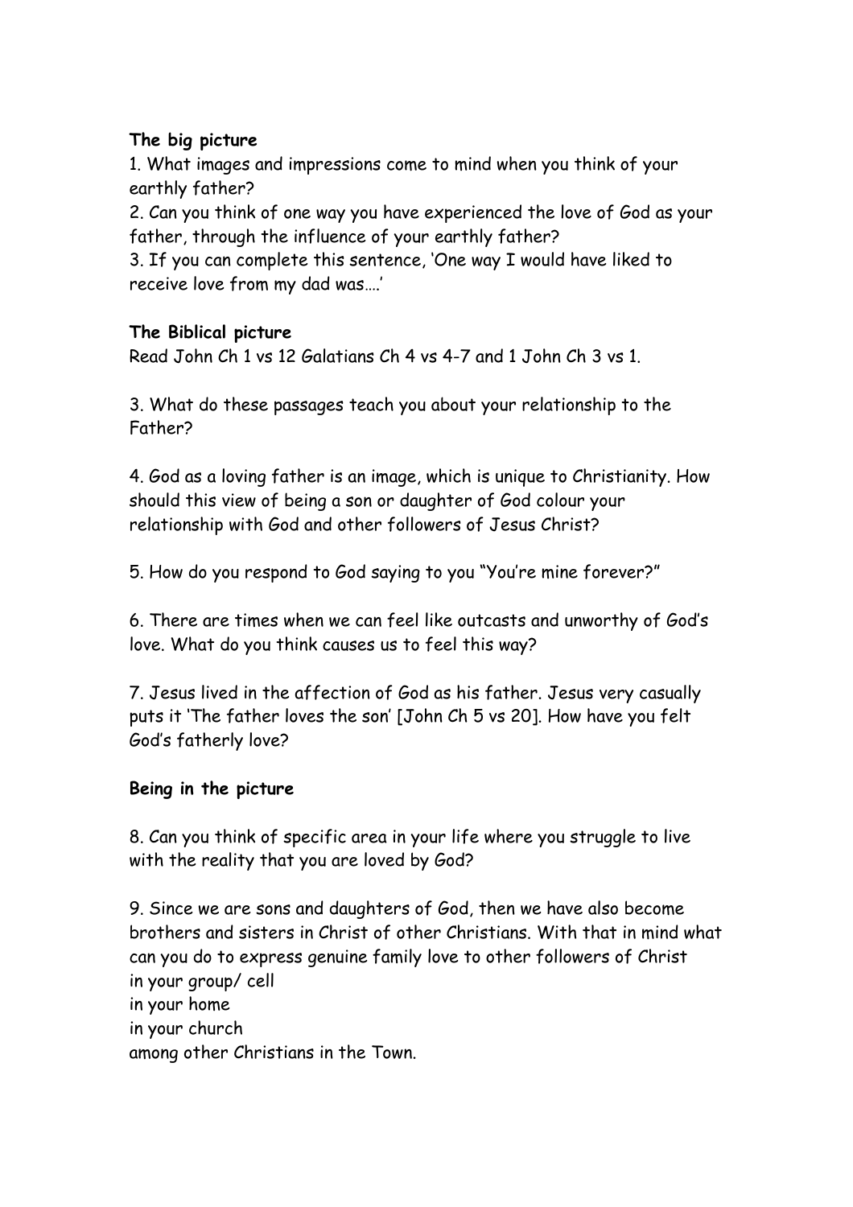**The big picture**

1. What images and impressions come to mind when you think of your earthly father?
2. Can you think of one way you have experienced the love of God as your father, through the influence of your earthly father?
3. If you can complete this sentence, 'One way I would have liked to receive love from my dad was….'

**The Biblical picture**

Read John Ch 1 vs 12 Galatians Ch 4 vs 4-7 and 1 John Ch 3 vs 1.

3. What do these passages teach you about your relationship to the Father?

4. God as a loving father is an image, which is unique to Christianity. How should this view of being a son or daughter of God colour your relationship with God and other followers of Jesus Christ?

5. How do you respond to God saying to you "You're mine forever?"

6. There are times when we can feel like outcasts and unworthy of God's love. What do you think causes us to feel this way?

7. Jesus lived in the affection of God as his father. Jesus very casually puts it 'The father loves the son' [John Ch 5 vs 20]. How have you felt God's fatherly love?

**Being in the picture**

8. Can you think of specific area in your life where you struggle to live with the reality that you are loved by God?

9. Since we are sons and daughters of God, then we have also become brothers and sisters in Christ of other Christians. With that in mind what can you do to express genuine family love to other followers of Christ
in your group/ cell
in your home
in your church
among other Christians in the Town.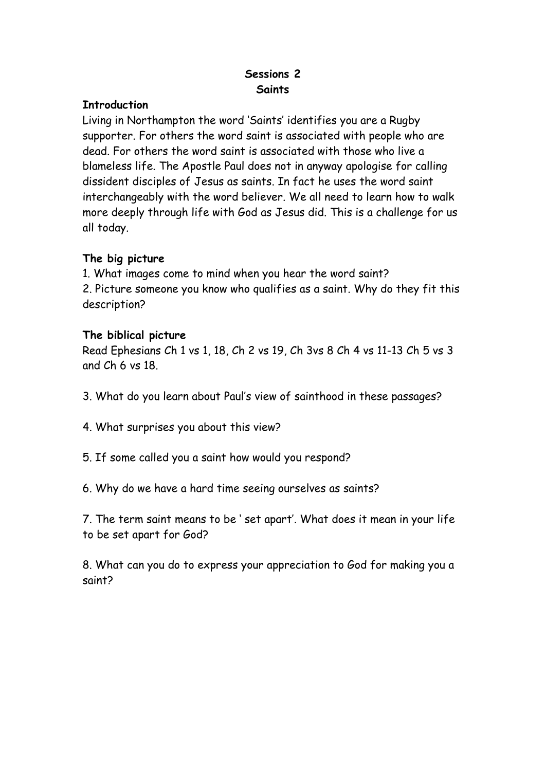**Sessions 2**
**Saints**

**Introduction**
Living in Northampton the word 'Saints' identifies you are a Rugby supporter. For others the word saint is associated with people who are dead. For others the word saint is associated with those who live a blameless life. The Apostle Paul does not in anyway apologise for calling dissident disciples of Jesus as saints. In fact he uses the word saint interchangeably with the word believer. We all need to learn how to walk more deeply through life with God as Jesus did. This is a challenge for us all today.

**The big picture**
1. What images come to mind when you hear the word saint?
2. Picture someone you know who qualifies as a saint. Why do they fit this description?

**The biblical picture**
Read Ephesians Ch 1 vs 1, 18, Ch 2 vs 19, Ch 3vs 8 Ch 4 vs 11-13 Ch 5 vs 3 and Ch 6 vs 18.

3. What do you learn about Paul's view of sainthood in these passages?

4. What surprises you about this view?

5. If some called you a saint how would you respond?

6. Why do we have a hard time seeing ourselves as saints?

7. The term saint means to be ' set apart'. What does it mean in your life to be set apart for God?

8. What can you do to express your appreciation to God for making you a saint?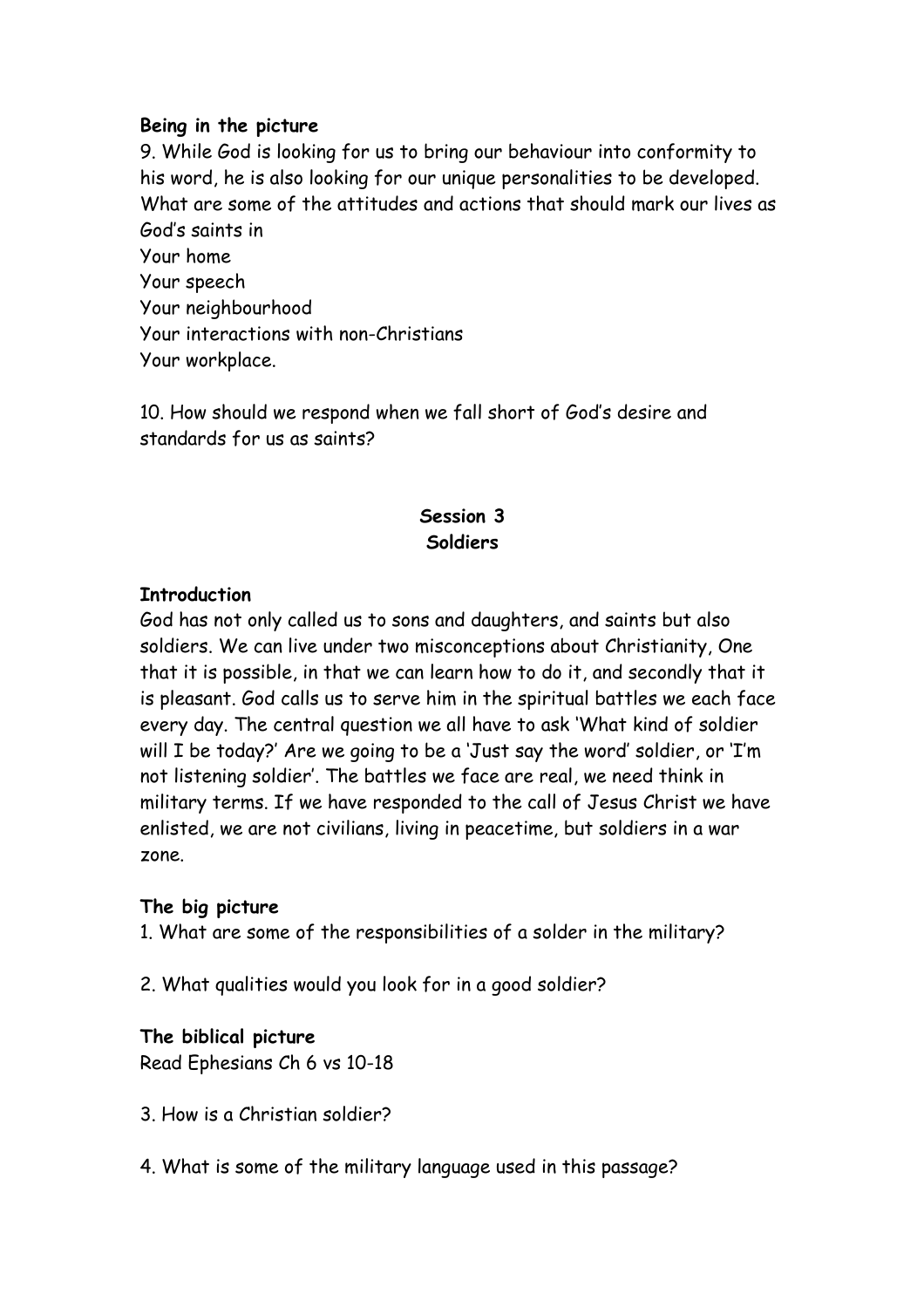**Being in the picture**

9. While God is looking for us to bring our behaviour into conformity to his word, he is also looking for our unique personalities to be developed. What are some of the attitudes and actions that should mark our lives as God's saints in
Your home
Your speech
Your neighbourhood
Your interactions with non-Christians
Your workplace.

10. How should we respond when we fall short of God's desire and standards for us as saints?

## Session 3
## Soldiers

**Introduction**

God has not only called us to sons and daughters, and saints but also soldiers. We can live under two misconceptions about Christianity, One that it is possible, in that we can learn how to do it, and secondly that it is pleasant. God calls us to serve him in the spiritual battles we each face every day. The central question we all have to ask 'What kind of soldier will I be today?' Are we going to be a 'Just say the word' soldier, or 'I'm not listening soldier'. The battles we face are real, we need think in military terms. If we have responded to the call of Jesus Christ we have enlisted, we are not civilians, living in peacetime, but soldiers in a war zone.

**The big picture**

1. What are some of the responsibilities of a solder in the military?

2. What qualities would you look for in a good soldier?

**The biblical picture**

Read Ephesians Ch 6 vs 10-18

3. How is a Christian soldier?

4. What is some of the military language used in this passage?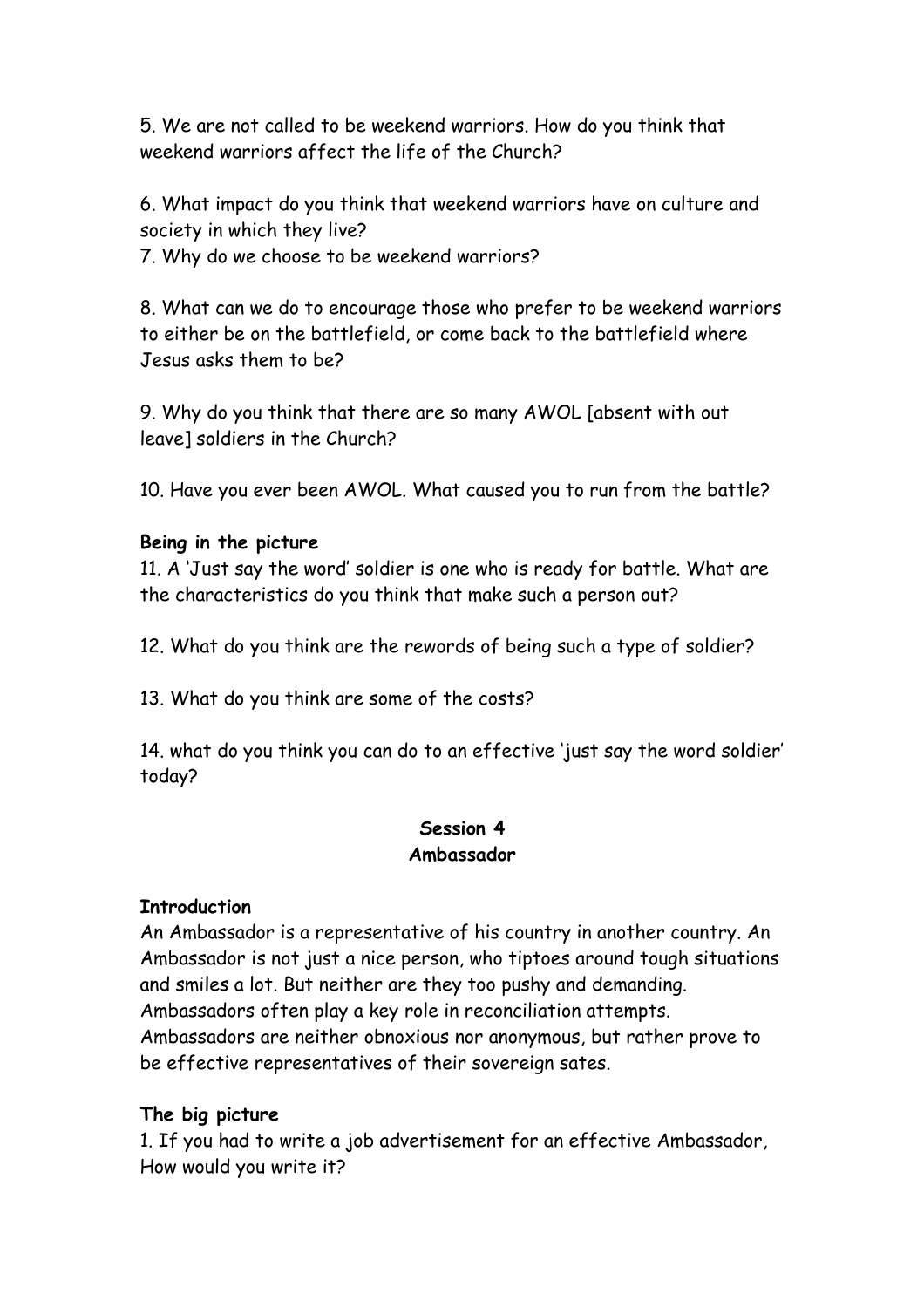5. We are not called to be weekend warriors. How do you think that weekend warriors affect the life of the Church?

6. What impact do you think that weekend warriors have on culture and society in which they live?
7. Why do we choose to be weekend warriors?

8. What can we do to encourage those who prefer to be weekend warriors to either be on the battlefield, or come back to the battlefield where Jesus asks them to be?

9. Why do you think that there are so many AWOL [absent with out leave] soldiers in the Church?

10. Have you ever been AWOL. What caused you to run from the battle?

**Being in the picture**

11. A 'Just say the word' soldier is one who is ready for battle. What are the characteristics do you think that make such a person out?

12. What do you think are the rewords of being such a type of soldier?

13. What do you think are some of the costs?

14. what do you think you can do to an effective 'just say the word soldier' today?

## Session 4
## Ambassador

**Introduction**

An Ambassador is a representative of his country in another country. An Ambassador is not just a nice person, who tiptoes around tough situations and smiles a lot. But neither are they too pushy and demanding. Ambassadors often play a key role in reconciliation attempts. Ambassadors are neither obnoxious nor anonymous, but rather prove to be effective representatives of their sovereign sates.

**The big picture**

1. If you had to write a job advertisement for an effective Ambassador, How would you write it?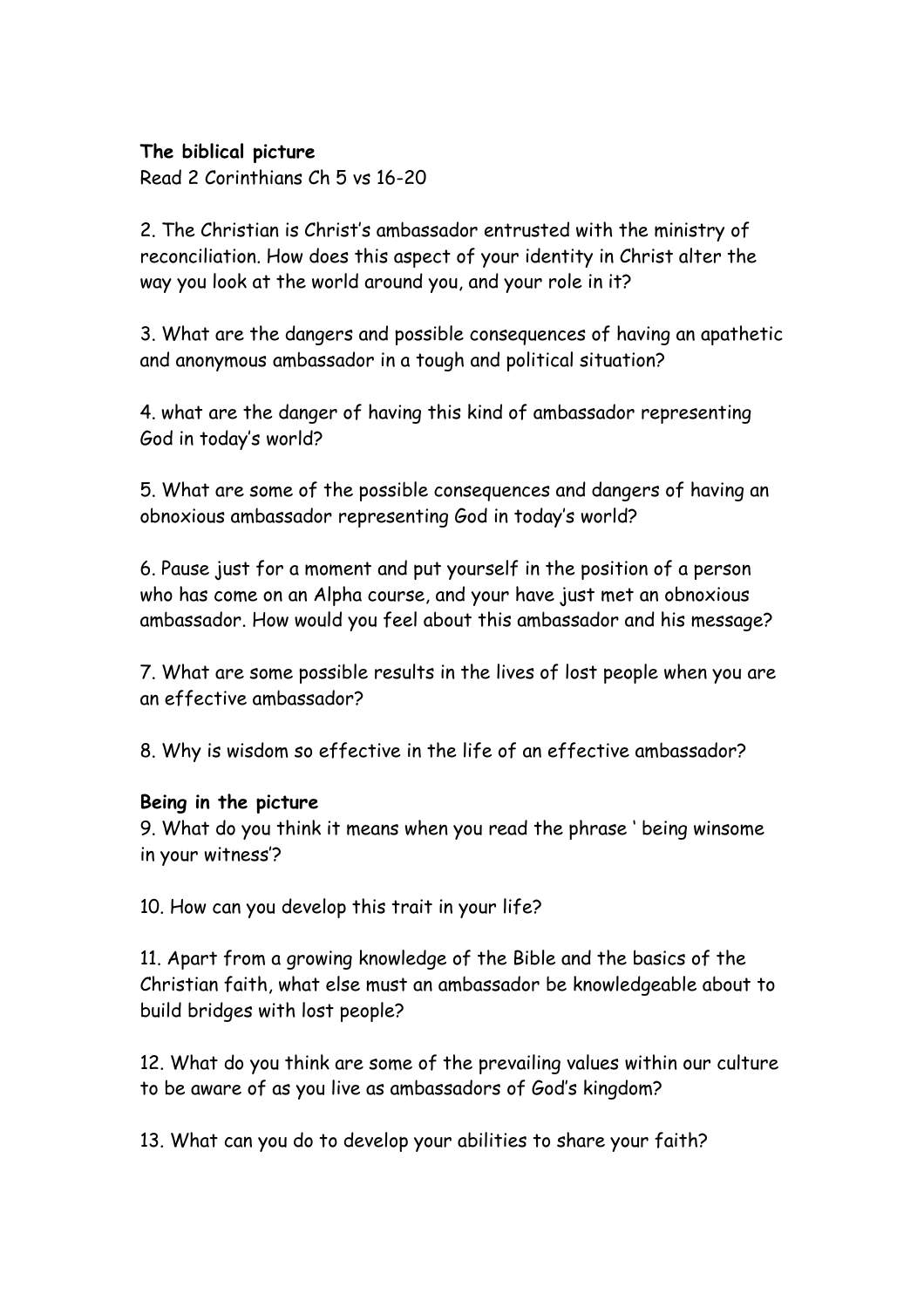**The biblical picture**
Read 2 Corinthians Ch 5 vs 16-20

2. The Christian is Christ's ambassador entrusted with the ministry of reconciliation. How does this aspect of your identity in Christ alter the way you look at the world around you, and your role in it?

3. What are the dangers and possible consequences of having an apathetic and anonymous ambassador in a tough and political situation?

4. what are the danger of having this kind of ambassador representing God in today's world?

5. What are some of the possible consequences and dangers of having an obnoxious ambassador representing God in today's world?

6. Pause just for a moment and put yourself in the position of a person who has come on an Alpha course, and your have just met an obnoxious ambassador. How would you feel about this ambassador and his message?

7. What are some possible results in the lives of lost people when you are an effective ambassador?

8. Why is wisdom so effective in the life of an effective ambassador?

**Being in the picture**
9. What do you think it means when you read the phrase ' being winsome in your witness'?

10. How can you develop this trait in your life?

11. Apart from a growing knowledge of the Bible and the basics of the Christian faith, what else must an ambassador be knowledgeable about to build bridges with lost people?

12. What do you think are some of the prevailing values within our culture to be aware of as you live as ambassadors of God's kingdom?

13. What can you do to develop your abilities to share your faith?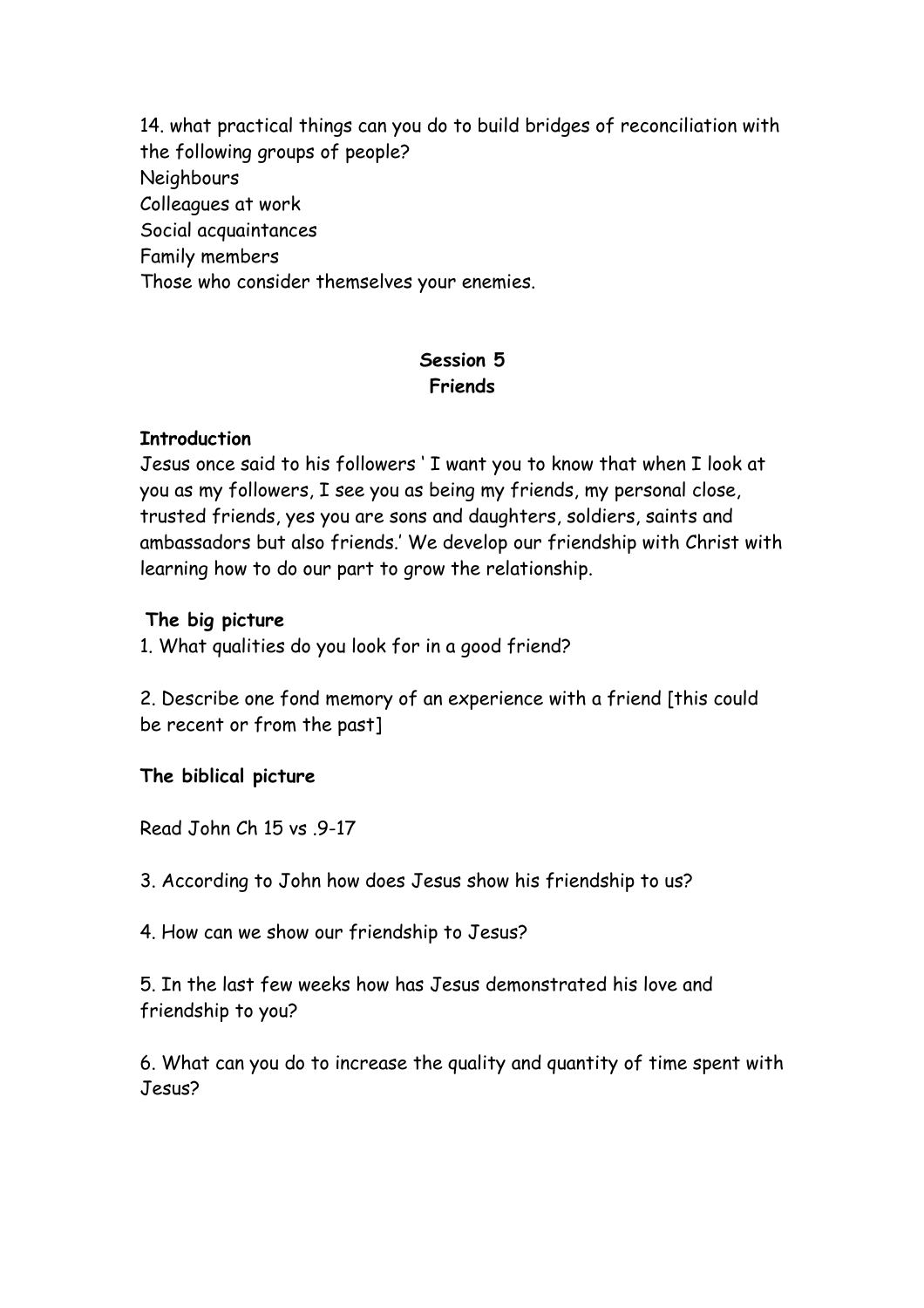14. what practical things can you do to build bridges of reconciliation with the following groups of people?
Neighbours
Colleagues at work
Social acquaintances
Family members
Those who consider themselves your enemies.

## Session 5
## Friends

**Introduction**
Jesus once said to his followers ' I want you to know that when I look at you as my followers, I see you as being my friends, my personal close, trusted friends, yes you are sons and daughters, soldiers, saints and ambassadors but also friends.' We develop our friendship with Christ with learning how to do our part to grow the relationship.

**The big picture**
1. What qualities do you look for in a good friend?

2. Describe one fond memory of an experience with a friend [this could be recent or from the past]

**The biblical picture**

Read John Ch 15 vs .9-17

3. According to John how does Jesus show his friendship to us?

4. How can we show our friendship to Jesus?

5. In the last few weeks how has Jesus demonstrated his love and friendship to you?

6. What can you do to increase the quality and quantity of time spent with Jesus?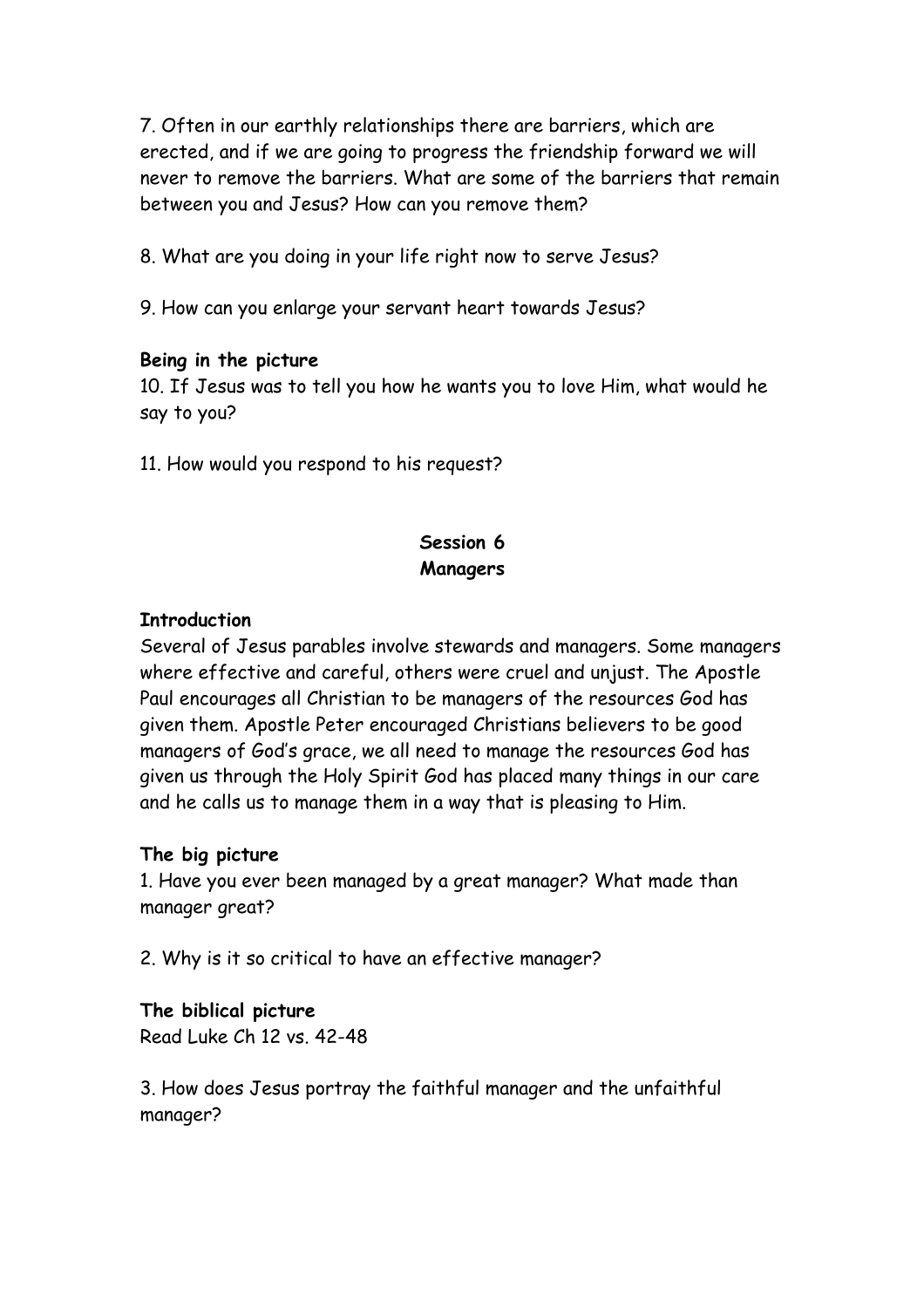7. Often in our earthly relationships there are barriers, which are erected, and if we are going to progress the friendship forward we will never to remove the barriers. What are some of the barriers that remain between you and Jesus? How can you remove them?

8. What are you doing in your life right now to serve Jesus?

9. How can you enlarge your servant heart towards Jesus?

**Being in the picture**

10. If Jesus was to tell you how he wants you to love Him, what would he say to you?

11. How would you respond to his request?

## Session 6
## Managers

**Introduction**

Several of Jesus parables involve stewards and managers. Some managers where effective and careful, others were cruel and unjust. The Apostle Paul encourages all Christian to be managers of the resources God has given them. Apostle Peter encouraged Christians believers to be good managers of God's grace, we all need to manage the resources God has given us through the Holy Spirit God has placed many things in our care and he calls us to manage them in a way that is pleasing to Him.

**The big picture**

1. Have you ever been managed by a great manager? What made than manager great?

2. Why is it so critical to have an effective manager?

**The biblical picture**

Read Luke Ch 12 vs. 42-48

3. How does Jesus portray the faithful manager and the unfaithful manager?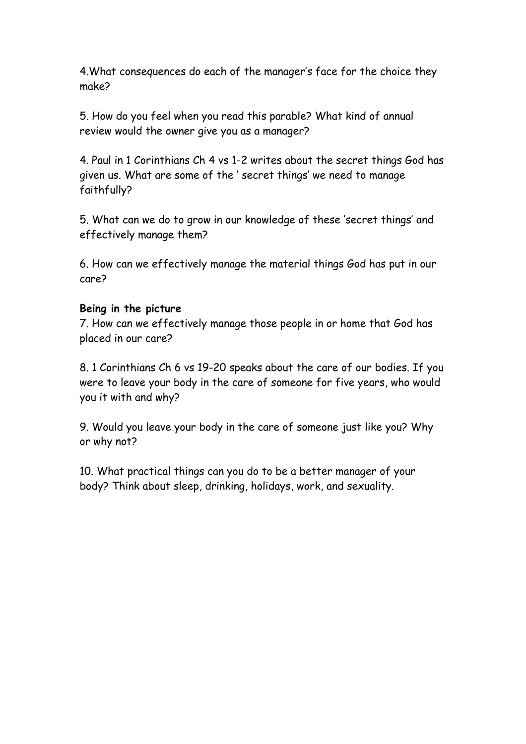4.What consequences do each of the manager's face for the choice they make?

5. How do you feel when you read this parable? What kind of annual review would the owner give you as a manager?

4. Paul in 1 Corinthians Ch 4 vs 1-2 writes about the secret things God has given us. What are some of the ' secret things' we need to manage faithfully?

5. What can we do to grow in our knowledge of these 'secret things' and effectively manage them?

6. How can we effectively manage the material things God has put in our care?

**Being in the picture**

7. How can we effectively manage those people in or home that God has placed in our care?

8. 1 Corinthians Ch 6 vs 19-20 speaks about the care of our bodies. If you were to leave your body in the care of someone for five years, who would you it with and why?

9. Would you leave your body in the care of someone just like you? Why or why not?

10. What practical things can you do to be a better manager of your body? Think about sleep, drinking, holidays, work, and sexuality.